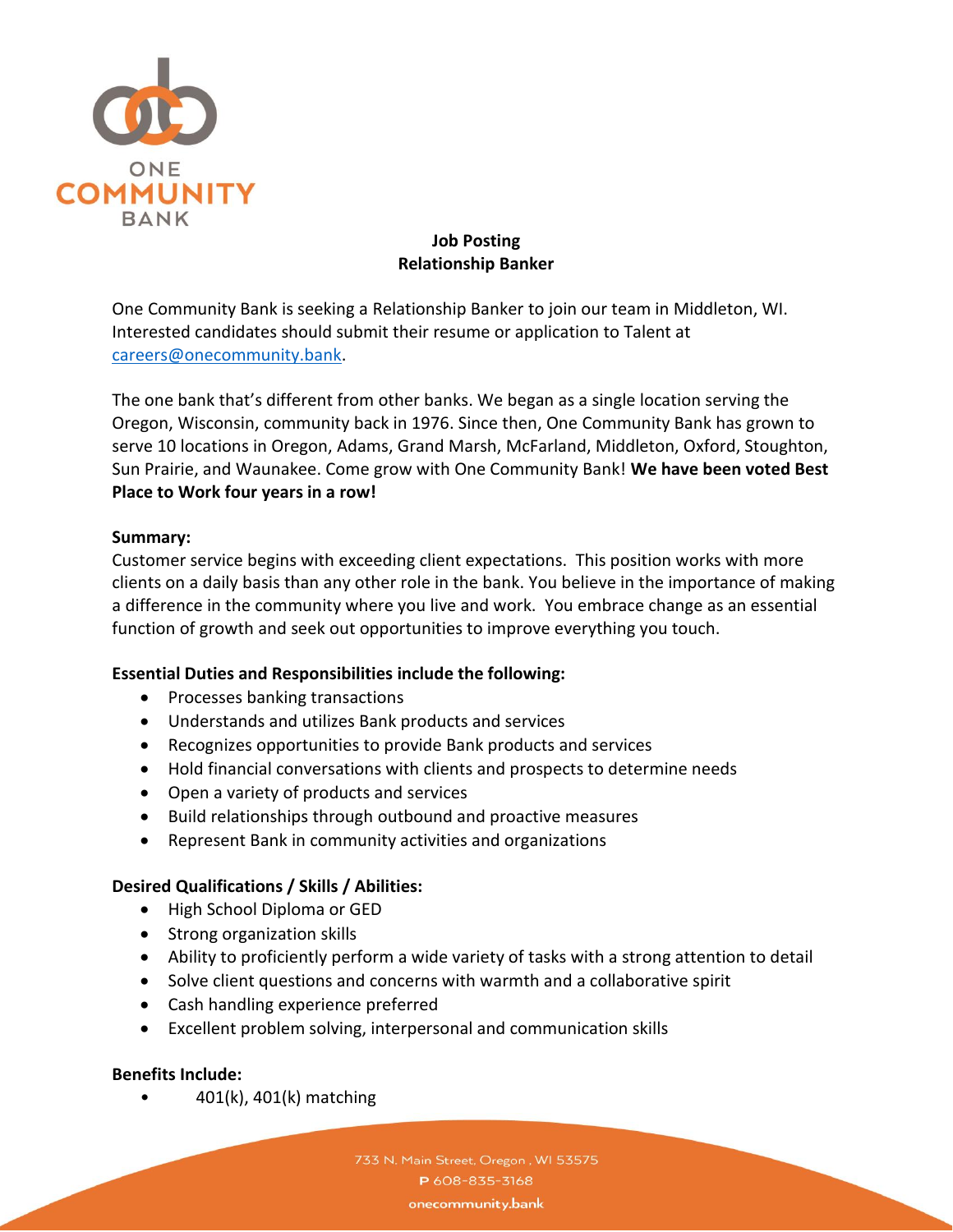ONE COMMUNITY BANK

**Job Posting**
**Relationship Banker**

One Community Bank is seeking a Relationship Banker to join our team in Middleton, WI. Interested candidates should submit their resume or application to Talent at careers@onecommunity.bank.

The one bank that's different from other banks. We began as a single location serving the Oregon, Wisconsin, community back in 1976. Since then, One Community Bank has grown to serve 10 locations in Oregon, Adams, Grand Marsh, McFarland, Middleton, Oxford, Stoughton, Sun Prairie, and Waunakee. Come grow with One Community Bank! **We have been voted Best Place to Work four years in a row!**

**Summary:**
Customer service begins with exceeding client expectations. This position works with more clients on a daily basis than any other role in the bank. You believe in the importance of making a difference in the community where you live and work. You embrace change as an essential function of growth and seek out opportunities to improve everything you touch.

**Essential Duties and Responsibilities include the following:**

- Processes banking transactions
- Understands and utilizes Bank products and services
- Recognizes opportunities to provide Bank products and services
- Hold financial conversations with clients and prospects to determine needs
- Open a variety of products and services
- Build relationships through outbound and proactive measures
- Represent Bank in community activities and organizations

**Desired Qualifications / Skills / Abilities:**

- High School Diploma or GED
- Strong organization skills
- Ability to proficiently perform a wide variety of tasks with a strong attention to detail
- Solve client questions and concerns with warmth and a collaborative spirit
- Cash handling experience preferred
- Excellent problem solving, interpersonal and communication skills

**Benefits Include:**

- 401(k), 401(k) matching

733 N. Main Street, Oregon , WI 53575
**P** 608-835-3168
onecommunity.bank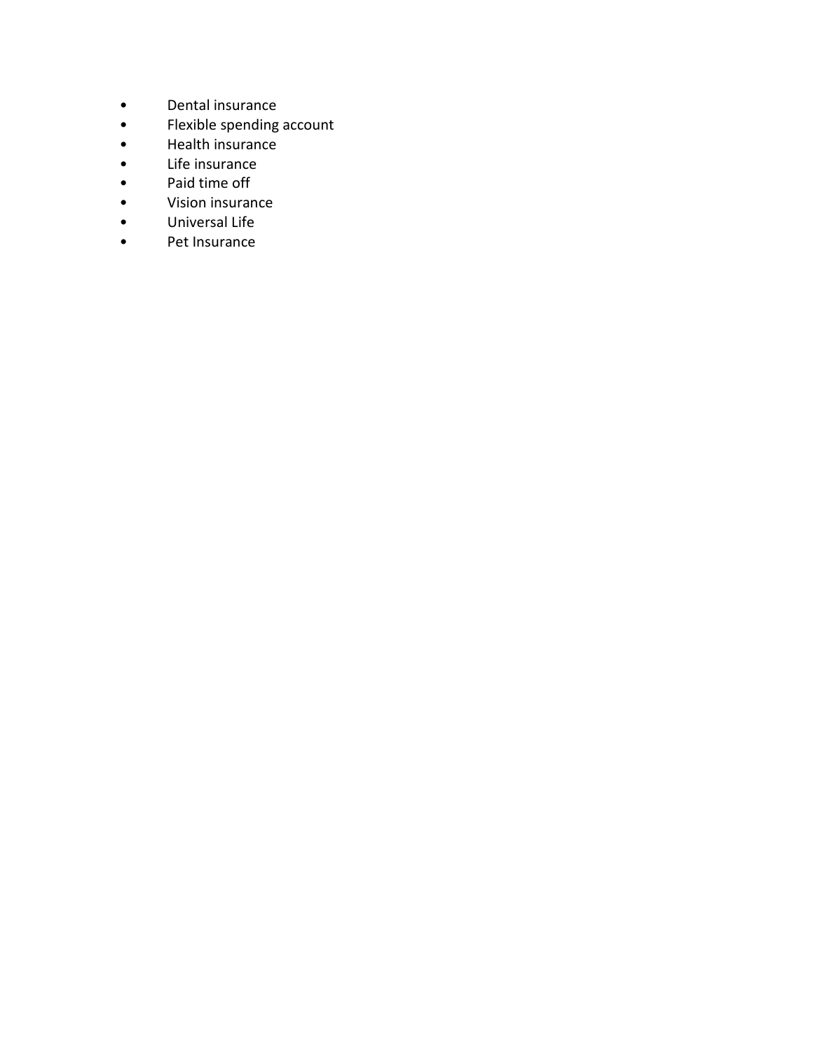- Dental insurance
- Flexible spending account
- Health insurance
- Life insurance
- Paid time off
- Vision insurance
- Universal Life
- Pet Insurance